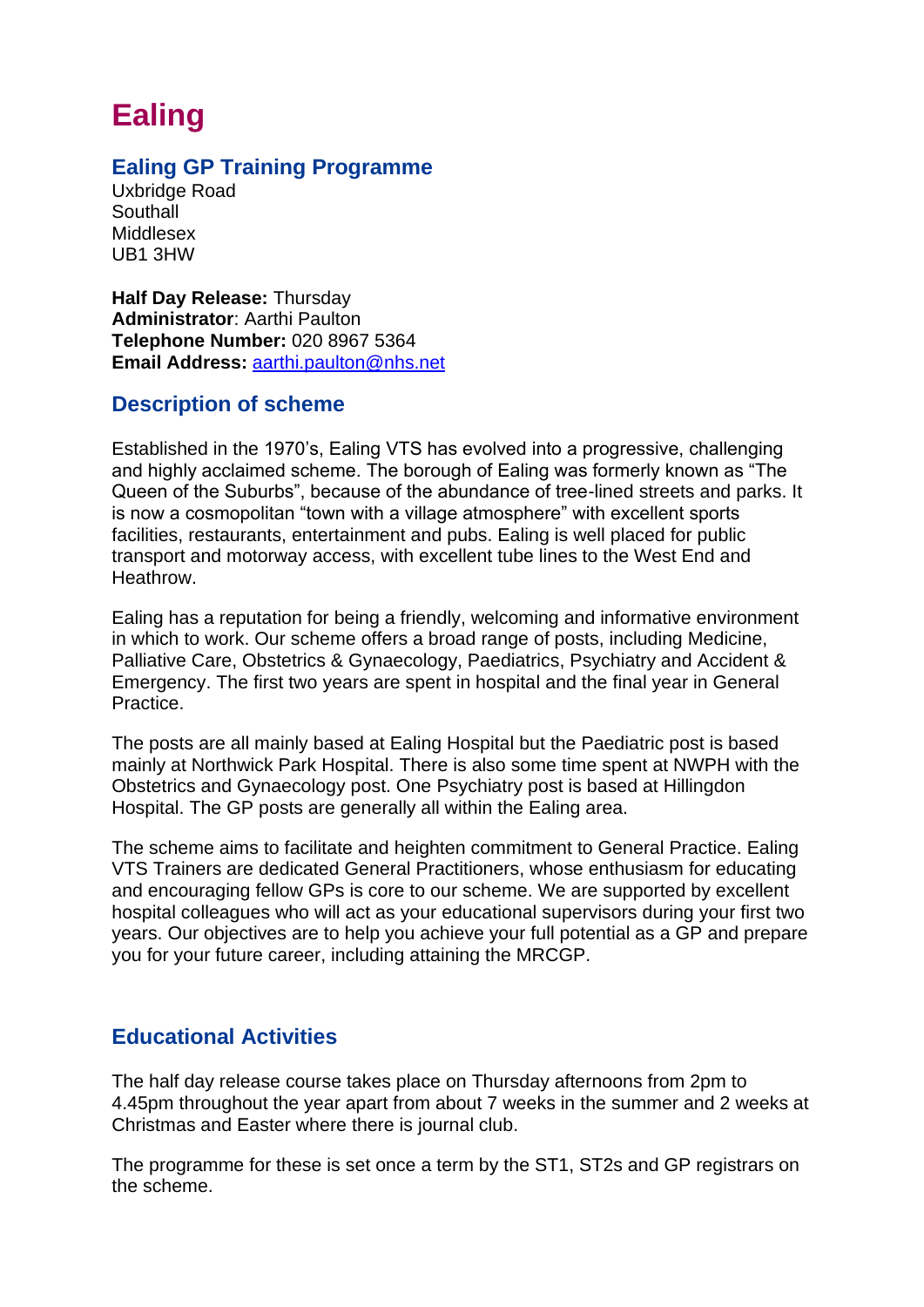# Ealing

## Ealing GP Training Programme

Uxbridge Road
Southall
Middlesex
UB1 3HW

**Half Day Release:** Thursday
**Administrator**: Aarthi Paulton
**Telephone Number:** 020 8967 5364
**Email Address:** aarthi.paulton@nhs.net

## Description of scheme

Established in the 1970's, Ealing VTS has evolved into a progressive, challenging and highly acclaimed scheme. The borough of Ealing was formerly known as "The Queen of the Suburbs", because of the abundance of tree-lined streets and parks. It is now a cosmopolitan "town with a village atmosphere" with excellent sports facilities, restaurants, entertainment and pubs. Ealing is well placed for public transport and motorway access, with excellent tube lines to the West End and Heathrow.

Ealing has a reputation for being a friendly, welcoming and informative environment in which to work. Our scheme offers a broad range of posts, including Medicine, Palliative Care, Obstetrics & Gynaecology, Paediatrics, Psychiatry and Accident & Emergency. The first two years are spent in hospital and the final year in General Practice.

The posts are all mainly based at Ealing Hospital but the Paediatric post is based mainly at Northwick Park Hospital. There is also some time spent at NWPH with the Obstetrics and Gynaecology post. One Psychiatry post is based at Hillingdon Hospital. The GP posts are generally all within the Ealing area.

The scheme aims to facilitate and heighten commitment to General Practice. Ealing VTS Trainers are dedicated General Practitioners, whose enthusiasm for educating and encouraging fellow GPs is core to our scheme. We are supported by excellent hospital colleagues who will act as your educational supervisors during your first two years. Our objectives are to help you achieve your full potential as a GP and prepare you for your future career, including attaining the MRCGP.

## Educational Activities

The half day release course takes place on Thursday afternoons from 2pm to 4.45pm throughout the year apart from about 7 weeks in the summer and 2 weeks at Christmas and Easter where there is journal club.

The programme for these is set once a term by the ST1, ST2s and GP registrars on the scheme.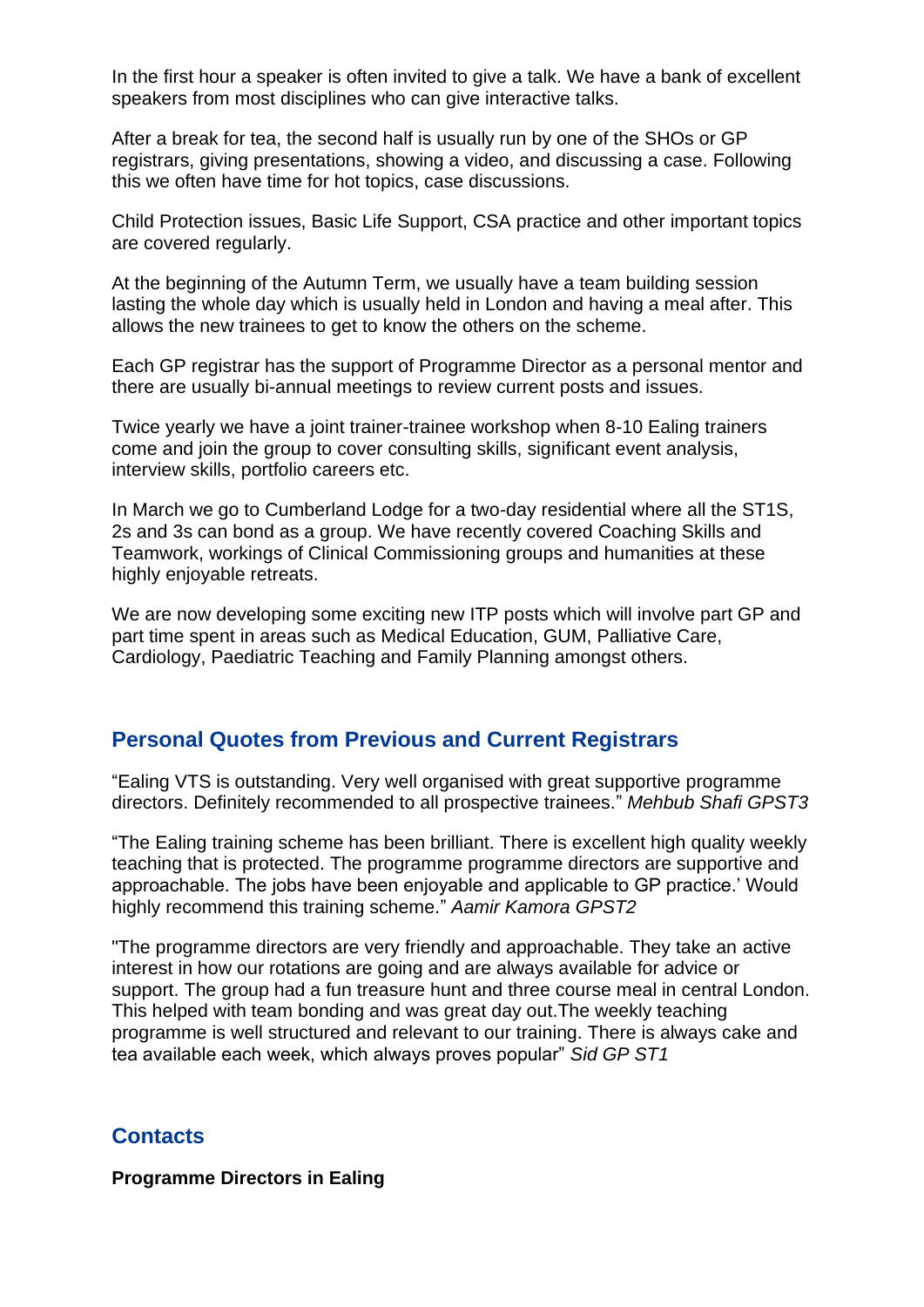In the first hour a speaker is often invited to give a talk. We have a bank of excellent speakers from most disciplines who can give interactive talks.

After a break for tea, the second half is usually run by one of the SHOs or GP registrars, giving presentations, showing a video, and discussing a case. Following this we often have time for hot topics, case discussions.

Child Protection issues, Basic Life Support, CSA practice and other important topics are covered regularly.

At the beginning of the Autumn Term, we usually have a team building session lasting the whole day which is usually held in London and having a meal after. This allows the new trainees to get to know the others on the scheme.

Each GP registrar has the support of Programme Director as a personal mentor and there are usually bi-annual meetings to review current posts and issues.

Twice yearly we have a joint trainer-trainee workshop when 8-10 Ealing trainers come and join the group to cover consulting skills, significant event analysis, interview skills, portfolio careers etc.

In March we go to Cumberland Lodge for a two-day residential where all the ST1S, 2s and 3s can bond as a group. We have recently covered Coaching Skills and Teamwork, workings of Clinical Commissioning groups and humanities at these highly enjoyable retreats.

We are now developing some exciting new ITP posts which will involve part GP and part time spent in areas such as Medical Education, GUM, Palliative Care, Cardiology, Paediatric Teaching and Family Planning amongst others.

## Personal Quotes from Previous and Current Registrars

"Ealing VTS is outstanding. Very well organised with great supportive programme directors. Definitely recommended to all prospective trainees." *Mehbub Shafi GPST3*

"The Ealing training scheme has been brilliant. There is excellent high quality weekly teaching that is protected. The programme programme directors are supportive and approachable. The jobs have been enjoyable and applicable to GP practice.' Would highly recommend this training scheme." *Aamir Kamora GPST2*

"The programme directors are very friendly and approachable. They take an active interest in how our rotations are going and are always available for advice or support. The group had a fun treasure hunt and three course meal in central London. This helped with team bonding and was great day out.The weekly teaching programme is well structured and relevant to our training. There is always cake and tea available each week, which always proves popular" *Sid GP ST1*

## Contacts

**Programme Directors in Ealing**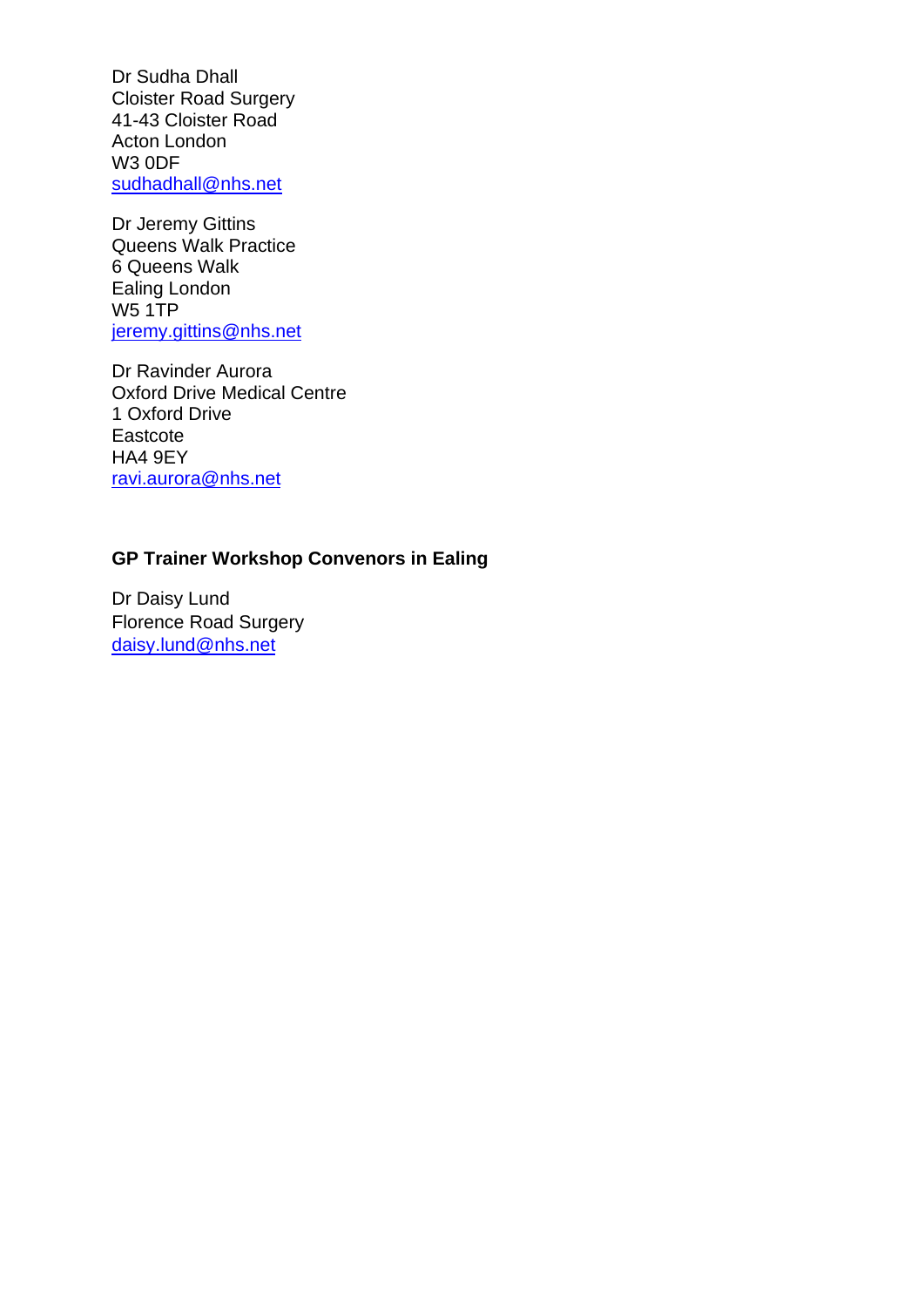Dr Sudha Dhall
Cloister Road Surgery
41-43 Cloister Road
Acton London
W3 0DF
sudhadhall@nhs.net

Dr Jeremy Gittins
Queens Walk Practice
6 Queens Walk
Ealing London
W5 1TP
jeremy.gittins@nhs.net

Dr Ravinder Aurora
Oxford Drive Medical Centre
1 Oxford Drive
Eastcote
HA4 9EY
ravi.aurora@nhs.net

**GP Trainer Workshop Convenors in Ealing**

Dr Daisy Lund
Florence Road Surgery
daisy.lund@nhs.net